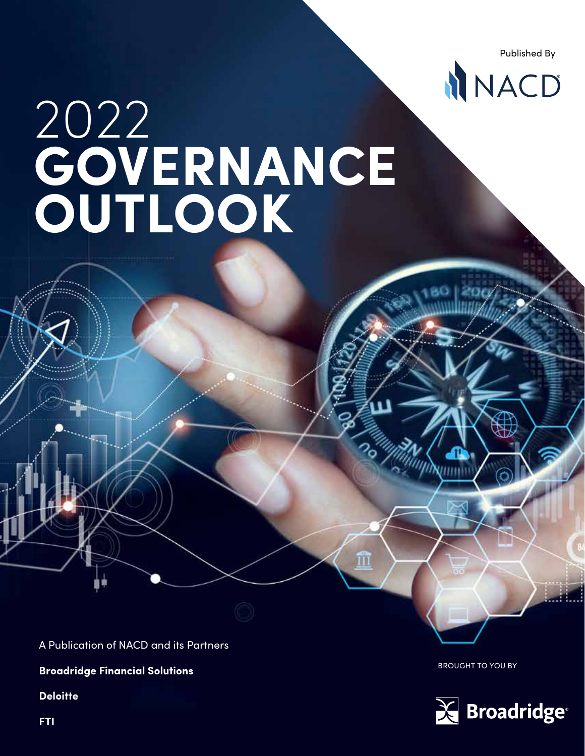Published By

NACD

# 2022 GOVERNANCE OUTLOOK

A Publication of NACD and its Partners

**Broadridge Financial Solutions**

**Deloitte**

**FTI**

BROUGHT TO YOU BY

Broadridge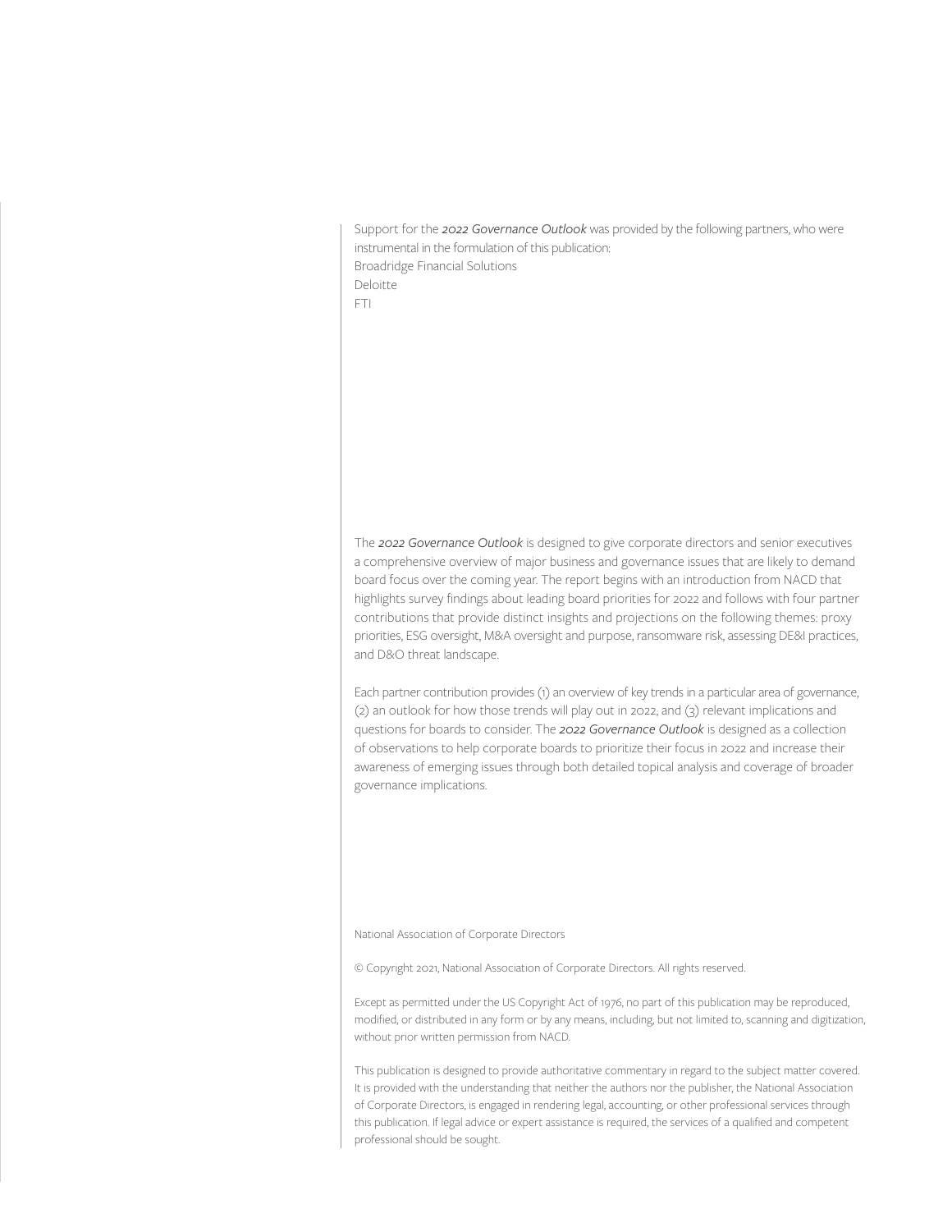Support for the ***2022 Governance Outlook*** was provided by the following partners, who were instrumental in the formulation of this publication:

Broadridge Financial Solutions

Deloitte

FTI

The ***2022 Governance Outlook*** is designed to give corporate directors and senior executives a comprehensive overview of major business and governance issues that are likely to demand board focus over the coming year. The report begins with an introduction from NACD that highlights survey findings about leading board priorities for 2022 and follows with four partner contributions that provide distinct insights and projections on the following themes: proxy priorities, ESG oversight, M&A oversight and purpose, ransomware risk, assessing DE&I practices, and D&O threat landscape.

Each partner contribution provides (1) an overview of key trends in a particular area of governance, (2) an outlook for how those trends will play out in 2022, and (3) relevant implications and questions for boards to consider. The ***2022 Governance Outlook*** is designed as a collection of observations to help corporate boards to prioritize their focus in 2022 and increase their awareness of emerging issues through both detailed topical analysis and coverage of broader governance implications.

National Association of Corporate Directors

© Copyright 2021, National Association of Corporate Directors. All rights reserved.

Except as permitted under the US Copyright Act of 1976, no part of this publication may be reproduced, modified, or distributed in any form or by any means, including, but not limited to, scanning and digitization, without prior written permission from NACD.

This publication is designed to provide authoritative commentary in regard to the subject matter covered. It is provided with the understanding that neither the authors nor the publisher, the National Association of Corporate Directors, is engaged in rendering legal, accounting, or other professional services through this publication. If legal advice or expert assistance is required, the services of a qualified and competent professional should be sought.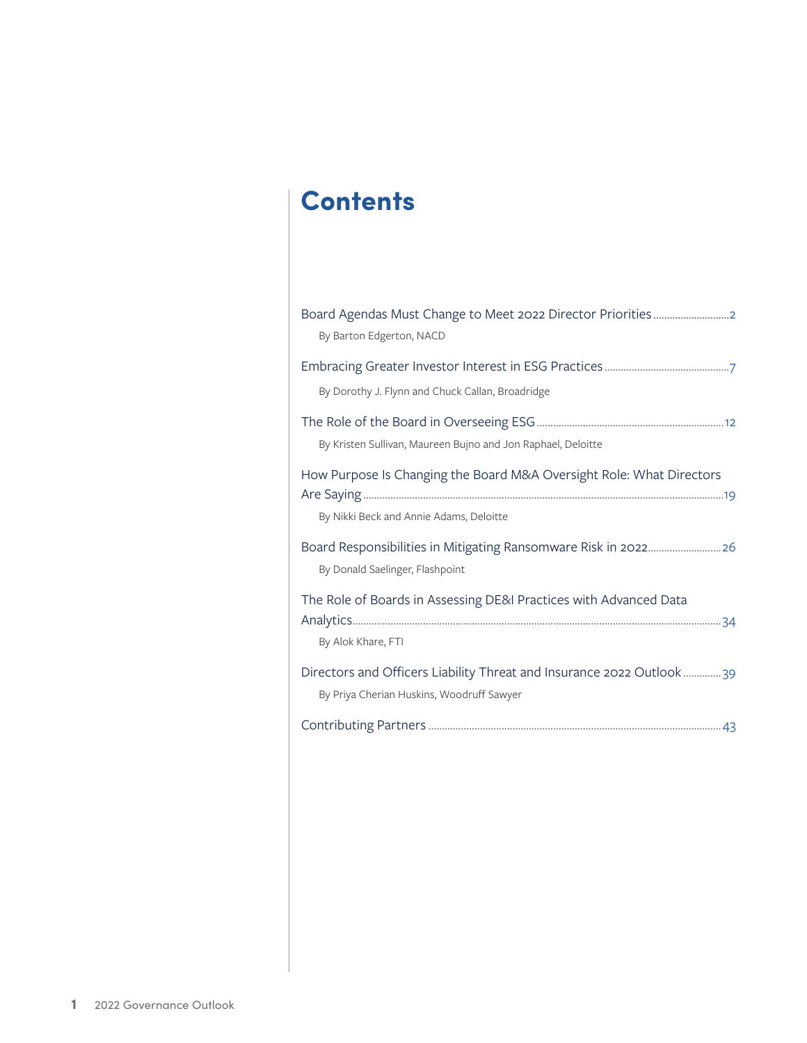# Contents

Board Agendas Must Change to Meet 2022 Director Priorities ............................ 2
By Barton Edgerton, NACD

Embracing Greater Investor Interest in ESG Practices ............................................ 7
By Dorothy J. Flynn and Chuck Callan, Broadridge

The Role of the Board in Overseeing ESG ................................................................ 12
By Kristen Sullivan, Maureen Bujno and Jon Raphael, Deloitte

How Purpose Is Changing the Board M&A Oversight Role: What Directors Are Saying ........................................................................................................................ 19
By Nikki Beck and Annie Adams, Deloitte

Board Responsibilities in Mitigating Ransomware Risk in 2022 ............................ 26
By Donald Saelinger, Flashpoint

The Role of Boards in Assessing DE&I Practices with Advanced Data Analytics ...................................................................................................................... 34
By Alok Khare, FTI

Directors and Officers Liability Threat and Insurance 2022 Outlook .............. 39
By Priya Cherian Huskins, Woodruff Sawyer

Contributing Partners ......................................................................................................... 43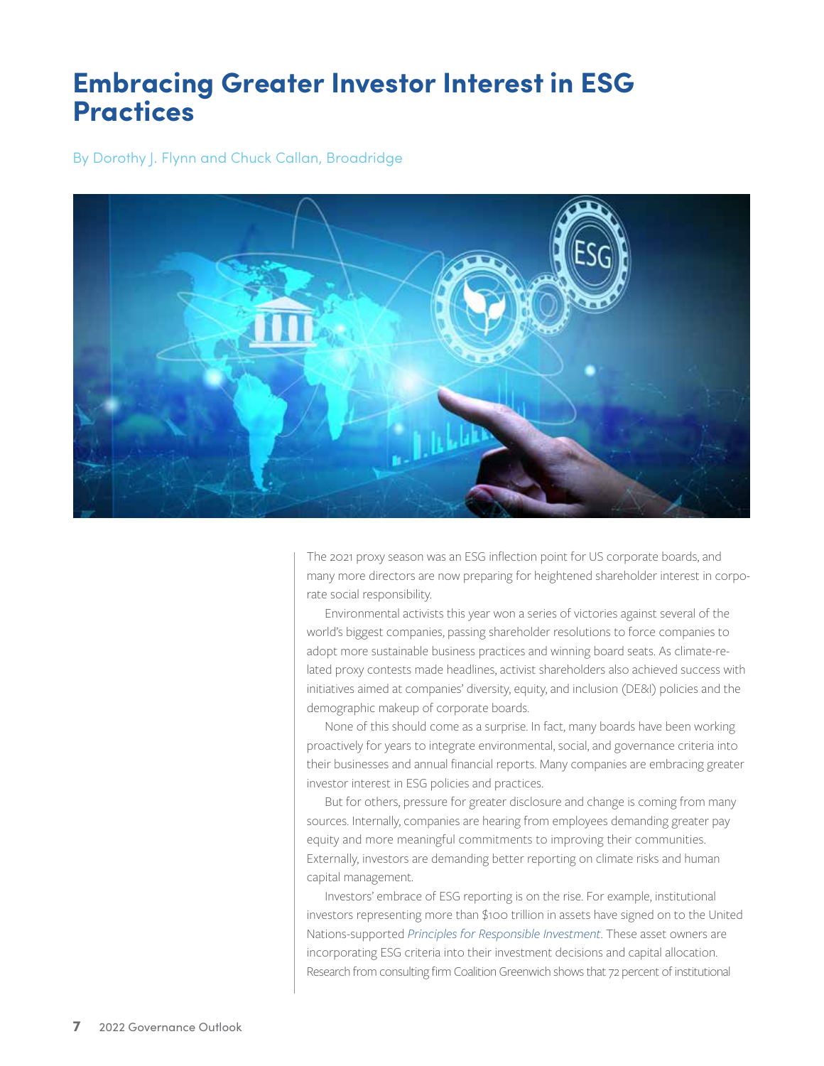# Embracing Greater Investor Interest in ESG Practices

By Dorothy J. Flynn and Chuck Callan, Broadridge

The 2021 proxy season was an ESG inflection point for US corporate boards, and many more directors are now preparing for heightened shareholder interest in corporate social responsibility.

Environmental activists this year won a series of victories against several of the world's biggest companies, passing shareholder resolutions to force companies to adopt more sustainable business practices and winning board seats. As climate-related proxy contests made headlines, activist shareholders also achieved success with initiatives aimed at companies' diversity, equity, and inclusion (DE&I) policies and the demographic makeup of corporate boards.

None of this should come as a surprise. In fact, many boards have been working proactively for years to integrate environmental, social, and governance criteria into their businesses and annual financial reports. Many companies are embracing greater investor interest in ESG policies and practices.

But for others, pressure for greater disclosure and change is coming from many sources. Internally, companies are hearing from employees demanding greater pay equity and more meaningful commitments to improving their communities. Externally, investors are demanding better reporting on climate risks and human capital management.

Investors' embrace of ESG reporting is on the rise. For example, institutional investors representing more than $100 trillion in assets have signed on to the United Nations-supported *Principles for Responsible Investment*. These asset owners are incorporating ESG criteria into their investment decisions and capital allocation. Research from consulting firm Coalition Greenwich shows that 72 percent of institutional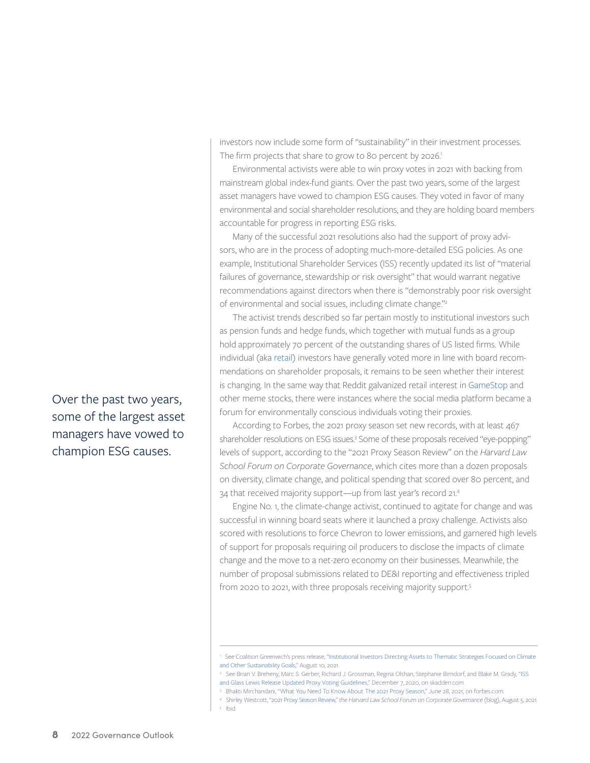investors now include some form of "sustainability" in their investment processes. The firm projects that share to grow to 80 percent by 2026.[1]

Environmental activists were able to win proxy votes in 2021 with backing from mainstream global index-fund giants. Over the past two years, some of the largest asset managers have vowed to champion ESG causes. They voted in favor of many environmental and social shareholder resolutions, and they are holding board members accountable for progress in reporting ESG risks.

Many of the successful 2021 resolutions also had the support of proxy advisors, who are in the process of adopting much-more-detailed ESG policies. As one example, Institutional Shareholder Services (ISS) recently updated its list of "material failures of governance, stewardship or risk oversight" that would warrant negative recommendations against directors when there is "demonstrably poor risk oversight of environmental and social issues, including climate change."[2]

The activist trends described so far pertain mostly to institutional investors such as pension funds and hedge funds, which together with mutual funds as a group hold approximately 70 percent of the outstanding shares of US listed firms. While individual (aka retail) investors have generally voted more in line with board recommendations on shareholder proposals, it remains to be seen whether their interest is changing. In the same way that Reddit galvanized retail interest in GameStop and other meme stocks, there were instances where the social media platform became a forum for environmentally conscious individuals voting their proxies.

Over the past two years, some of the largest asset managers have vowed to champion ESG causes.

According to Forbes, the 2021 proxy season set new records, with at least 467 shareholder resolutions on ESG issues.[3] Some of these proposals received "eye-popping" levels of support, according to the "2021 Proxy Season Review" on the *Harvard Law School Forum on Corporate Governance*, which cites more than a dozen proposals on diversity, climate change, and political spending that scored over 80 percent, and 34 that received majority support—up from last year's record 21.[4]

Engine No. 1, the climate-change activist, continued to agitate for change and was successful in winning board seats where it launched a proxy challenge. Activists also scored with resolutions to force Chevron to lower emissions, and garnered high levels of support for proposals requiring oil producers to disclose the impacts of climate change and the move to a net-zero economy on their businesses. Meanwhile, the number of proposal submissions related to DE&I reporting and effectiveness tripled from 2020 to 2021, with three proposals receiving majority support.[5]

---

[1] See Coalition Greenwich's press release, "Institutional Investors Directing Assets to Thematic Strategies Focused on Climate and Other Sustainability Goals," August 10, 2021.

[2] See Brian V. Breheny, Marc S. Gerber, Richard J. Grossman, Regina Olshan, Stephanie Birndorf, and Blake M. Grady, "ISS and Glass Lewis Release Updated Proxy Voting Guidelines," December 7, 2020, on skadden.com.

[3] Bhakti Mirchandani, "What You Need To Know About The 2021 Proxy Season," June 28, 2021, on forbes.com.

[4] Shirley Westcott, "2021 Proxy Season Review," the *Harvard Law School Forum on Corporate Governance* (blog), August 5, 2021.

[5] Ibid.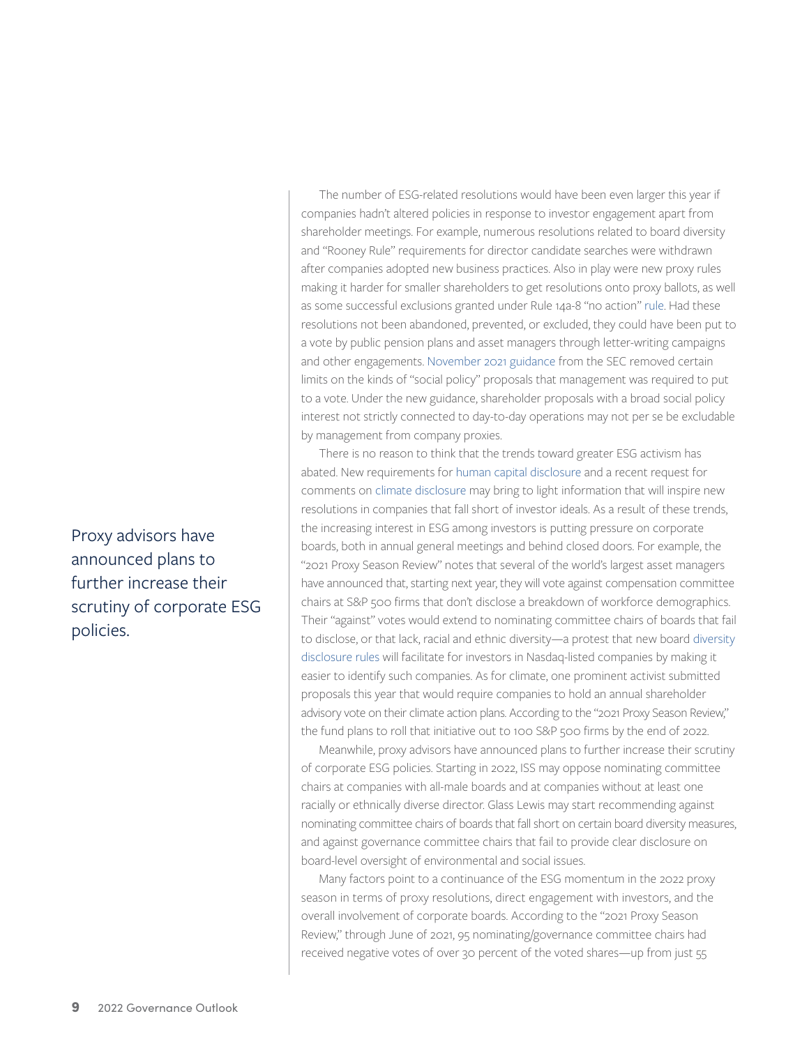Proxy advisors have announced plans to further increase their scrutiny of corporate ESG policies.

The number of ESG-related resolutions would have been even larger this year if companies hadn't altered policies in response to investor engagement apart from shareholder meetings. For example, numerous resolutions related to board diversity and "Rooney Rule" requirements for director candidate searches were withdrawn after companies adopted new business practices. Also in play were new proxy rules making it harder for smaller shareholders to get resolutions onto proxy ballots, as well as some successful exclusions granted under Rule 14a-8 "no action" rule. Had these resolutions not been abandoned, prevented, or excluded, they could have been put to a vote by public pension plans and asset managers through letter-writing campaigns and other engagements. November 2021 guidance from the SEC removed certain limits on the kinds of "social policy" proposals that management was required to put to a vote. Under the new guidance, shareholder proposals with a broad social policy interest not strictly connected to day-to-day operations may not per se be excludable by management from company proxies.

There is no reason to think that the trends toward greater ESG activism has abated. New requirements for human capital disclosure and a recent request for comments on climate disclosure may bring to light information that will inspire new resolutions in companies that fall short of investor ideals. As a result of these trends, the increasing interest in ESG among investors is putting pressure on corporate boards, both in annual general meetings and behind closed doors. For example, the "2021 Proxy Season Review" notes that several of the world's largest asset managers have announced that, starting next year, they will vote against compensation committee chairs at S&P 500 firms that don't disclose a breakdown of workforce demographics. Their "against" votes would extend to nominating committee chairs of boards that fail to disclose, or that lack, racial and ethnic diversity—a protest that new board diversity disclosure rules will facilitate for investors in Nasdaq-listed companies by making it easier to identify such companies. As for climate, one prominent activist submitted proposals this year that would require companies to hold an annual shareholder advisory vote on their climate action plans. According to the "2021 Proxy Season Review," the fund plans to roll that initiative out to 100 S&P 500 firms by the end of 2022.

Meanwhile, proxy advisors have announced plans to further increase their scrutiny of corporate ESG policies. Starting in 2022, ISS may oppose nominating committee chairs at companies with all-male boards and at companies without at least one racially or ethnically diverse director. Glass Lewis may start recommending against nominating committee chairs of boards that fall short on certain board diversity measures, and against governance committee chairs that fail to provide clear disclosure on board-level oversight of environmental and social issues.

Many factors point to a continuance of the ESG momentum in the 2022 proxy season in terms of proxy resolutions, direct engagement with investors, and the overall involvement of corporate boards. According to the "2021 Proxy Season Review," through June of 2021, 95 nominating/governance committee chairs had received negative votes of over 30 percent of the voted shares—up from just 55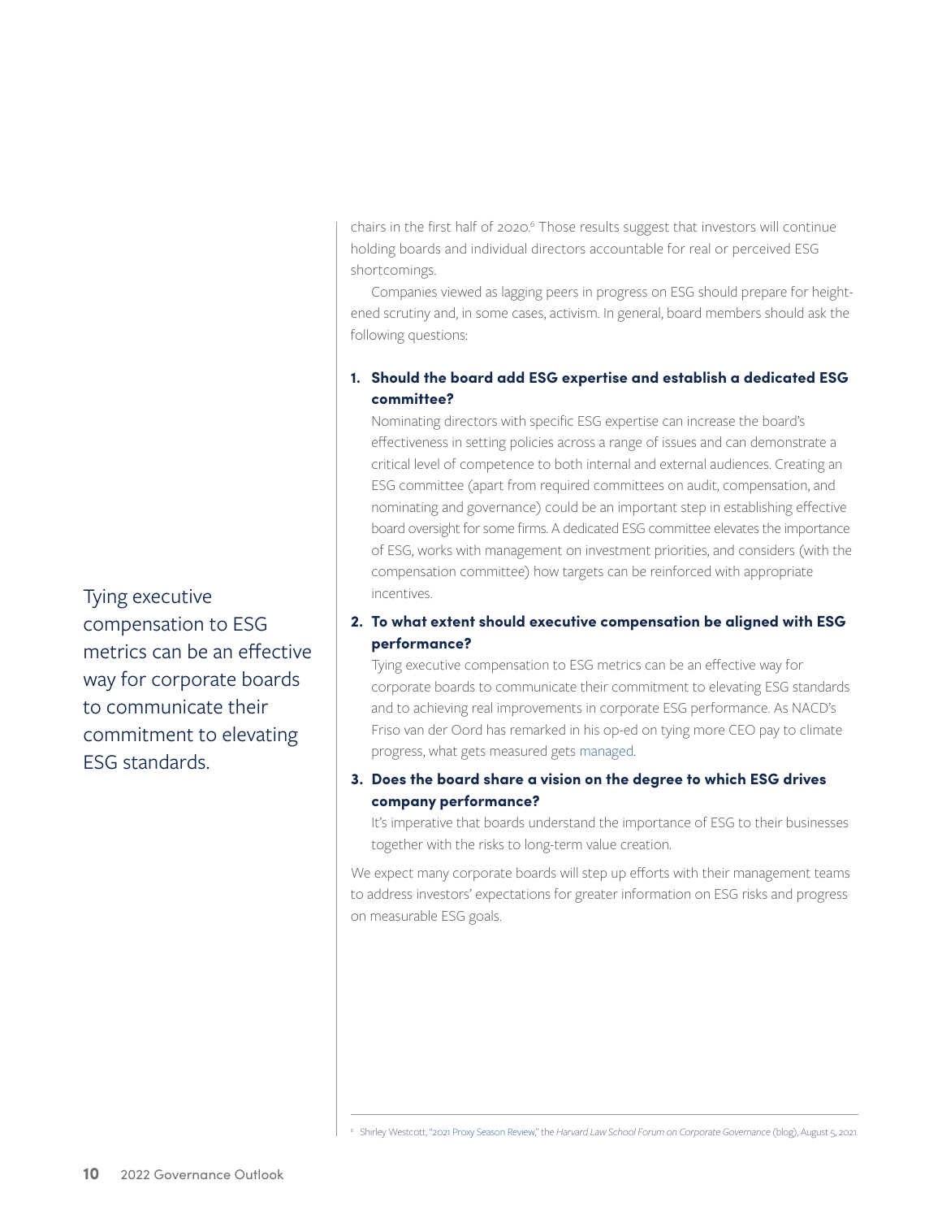chairs in the first half of 2020.[6] Those results suggest that investors will continue holding boards and individual directors accountable for real or perceived ESG shortcomings.

Companies viewed as lagging peers in progress on ESG should prepare for heightened scrutiny and, in some cases, activism. In general, board members should ask the following questions:

1. **Should the board add ESG expertise and establish a dedicated ESG committee?**

   Nominating directors with specific ESG expertise can increase the board's effectiveness in setting policies across a range of issues and can demonstrate a critical level of competence to both internal and external audiences. Creating an ESG committee (apart from required committees on audit, compensation, and nominating and governance) could be an important step in establishing effective board oversight for some firms. A dedicated ESG committee elevates the importance of ESG, works with management on investment priorities, and considers (with the compensation committee) how targets can be reinforced with appropriate incentives.

2. **To what extent should executive compensation be aligned with ESG performance?**

   Tying executive compensation to ESG metrics can be an effective way for corporate boards to communicate their commitment to elevating ESG standards and to achieving real improvements in corporate ESG performance. As NACD's Friso van der Oord has remarked in his op-ed on tying more CEO pay to climate progress, what gets measured gets managed.

3. **Does the board share a vision on the degree to which ESG drives company performance?**

   It's imperative that boards understand the importance of ESG to their businesses together with the risks to long-term value creation.

We expect many corporate boards will step up efforts with their management teams to address investors' expectations for greater information on ESG risks and progress on measurable ESG goals.

Tying executive compensation to ESG metrics can be an effective way for corporate boards to communicate their commitment to elevating ESG standards.

[6] Shirley Westcott, "2021 Proxy Season Review," the *Harvard Law School Forum on Corporate Governance* (blog), August 5, 2021.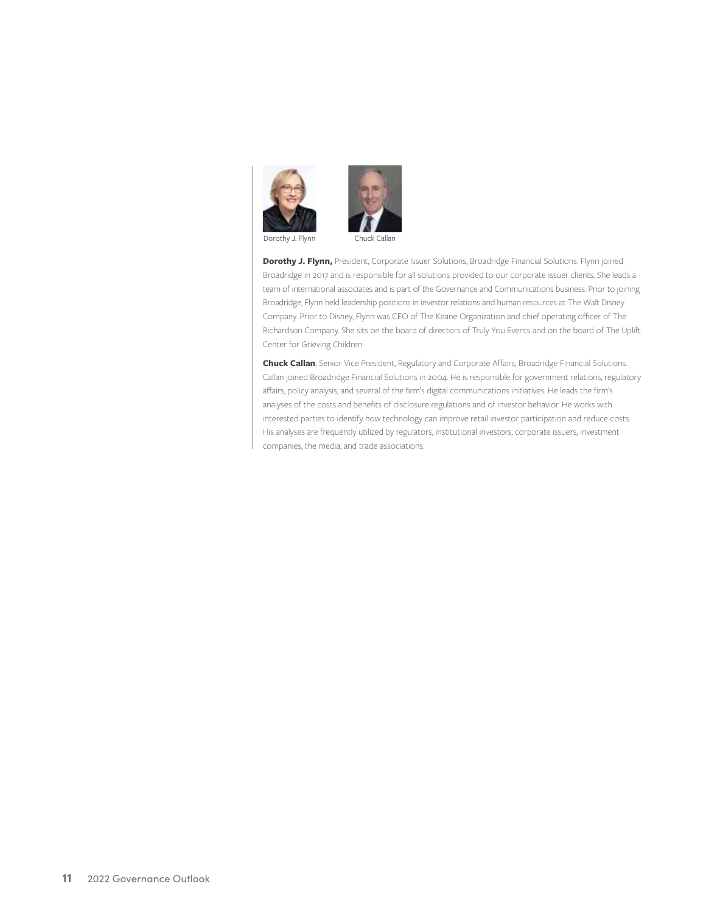Dorothy J. Flynn

Chuck Callan

**Dorothy J. Flynn,** President, Corporate Issuer Solutions, Broadridge Financial Solutions. Flynn joined Broadridge in 2017 and is responsible for all solutions provided to our corporate issuer clients. She leads a team of international associates and is part of the Governance and Communications business. Prior to joining Broadridge, Flynn held leadership positions in investor relations and human resources at The Walt Disney Company. Prior to Disney, Flynn was CEO of The Keane Organization and chief operating officer of The Richardson Company. She sits on the board of directors of Truly You Events and on the board of The Uplift Center for Grieving Children.

**Chuck Callan**, Senior Vice President, Regulatory and Corporate Affairs, Broadridge Financial Solutions. Callan joined Broadridge Financial Solutions in 2004. He is responsible for government relations, regulatory affairs, policy analysis, and several of the firm's digital communications initiatives. He leads the firm's analyses of the costs and benefits of disclosure regulations and of investor behavior. He works with interested parties to identify how technology can improve retail investor participation and reduce costs. His analyses are frequently utilized by regulators, institutional investors, corporate issuers, investment companies, the media, and trade associations.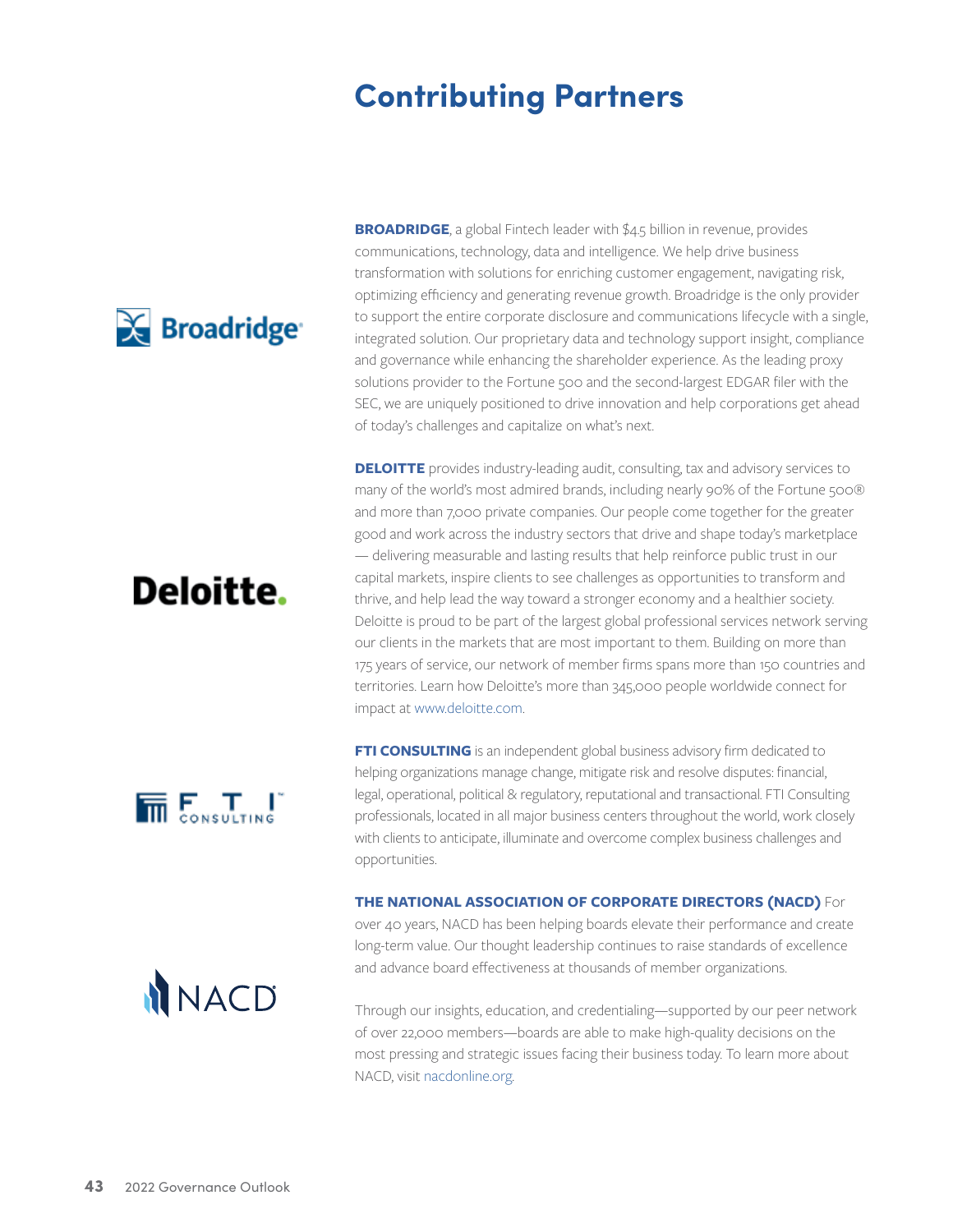# Contributing Partners

**BROADRIDGE**, a global Fintech leader with $4.5 billion in revenue, provides communications, technology, data and intelligence. We help drive business transformation with solutions for enriching customer engagement, navigating risk, optimizing efficiency and generating revenue growth. Broadridge is the only provider to support the entire corporate disclosure and communications lifecycle with a single, integrated solution. Our proprietary data and technology support insight, compliance and governance while enhancing the shareholder experience. As the leading proxy solutions provider to the Fortune 500 and the second-largest EDGAR filer with the SEC, we are uniquely positioned to drive innovation and help corporations get ahead of today's challenges and capitalize on what's next.

**DELOITTE** provides industry-leading audit, consulting, tax and advisory services to many of the world's most admired brands, including nearly 90% of the Fortune 500® and more than 7,000 private companies. Our people come together for the greater good and work across the industry sectors that drive and shape today's marketplace — delivering measurable and lasting results that help reinforce public trust in our capital markets, inspire clients to see challenges as opportunities to transform and thrive, and help lead the way toward a stronger economy and a healthier society. Deloitte is proud to be part of the largest global professional services network serving our clients in the markets that are most important to them. Building on more than 175 years of service, our network of member firms spans more than 150 countries and territories. Learn how Deloitte's more than 345,000 people worldwide connect for impact at www.deloitte.com.

**FTI CONSULTING** is an independent global business advisory firm dedicated to helping organizations manage change, mitigate risk and resolve disputes: financial, legal, operational, political & regulatory, reputational and transactional. FTI Consulting professionals, located in all major business centers throughout the world, work closely with clients to anticipate, illuminate and overcome complex business challenges and opportunities.

**THE NATIONAL ASSOCIATION OF CORPORATE DIRECTORS (NACD)** For over 40 years, NACD has been helping boards elevate their performance and create long-term value. Our thought leadership continues to raise standards of excellence and advance board effectiveness at thousands of member organizations.

Through our insights, education, and credentialing—supported by our peer network of over 22,000 members—boards are able to make high-quality decisions on the most pressing and strategic issues facing their business today. To learn more about NACD, visit nacdonline.org.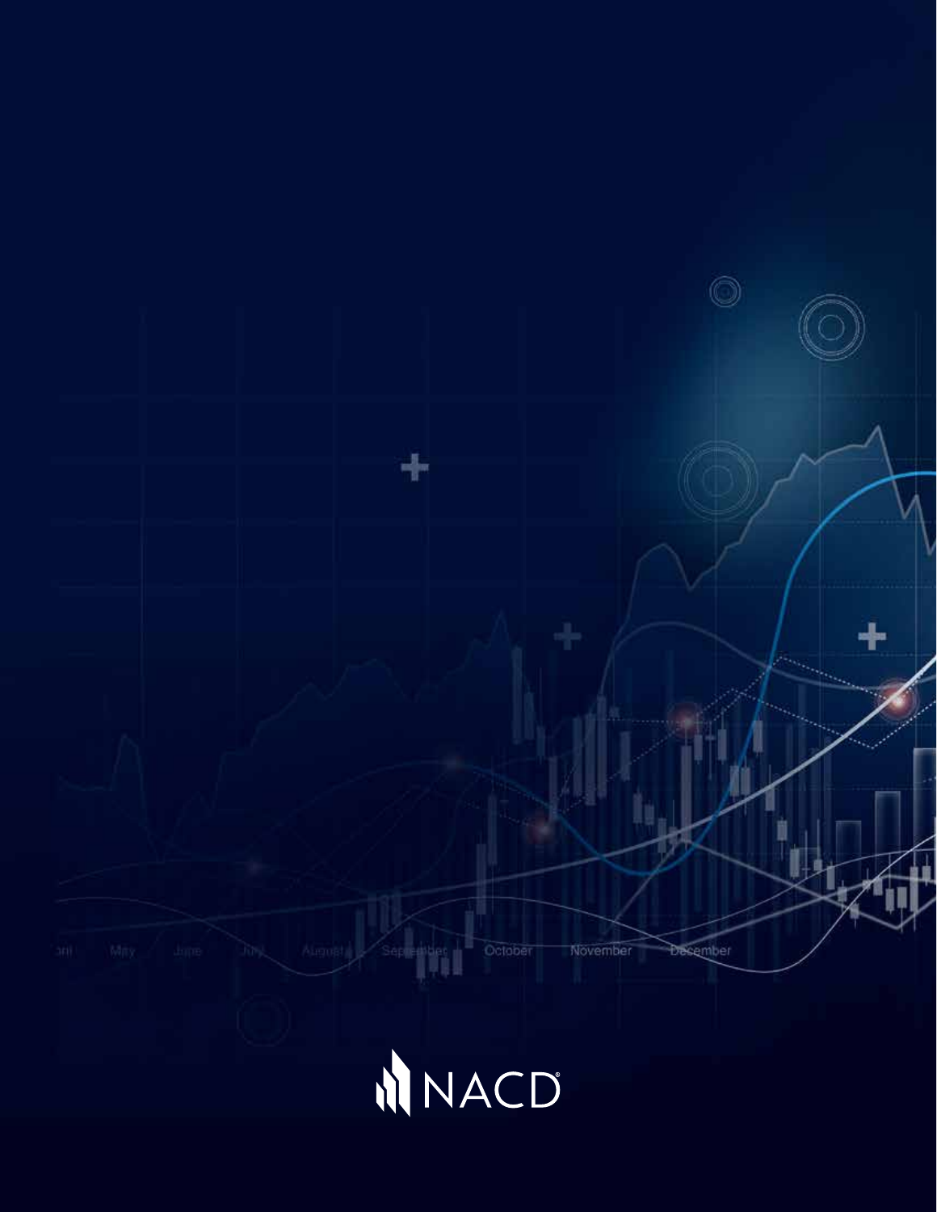NACD